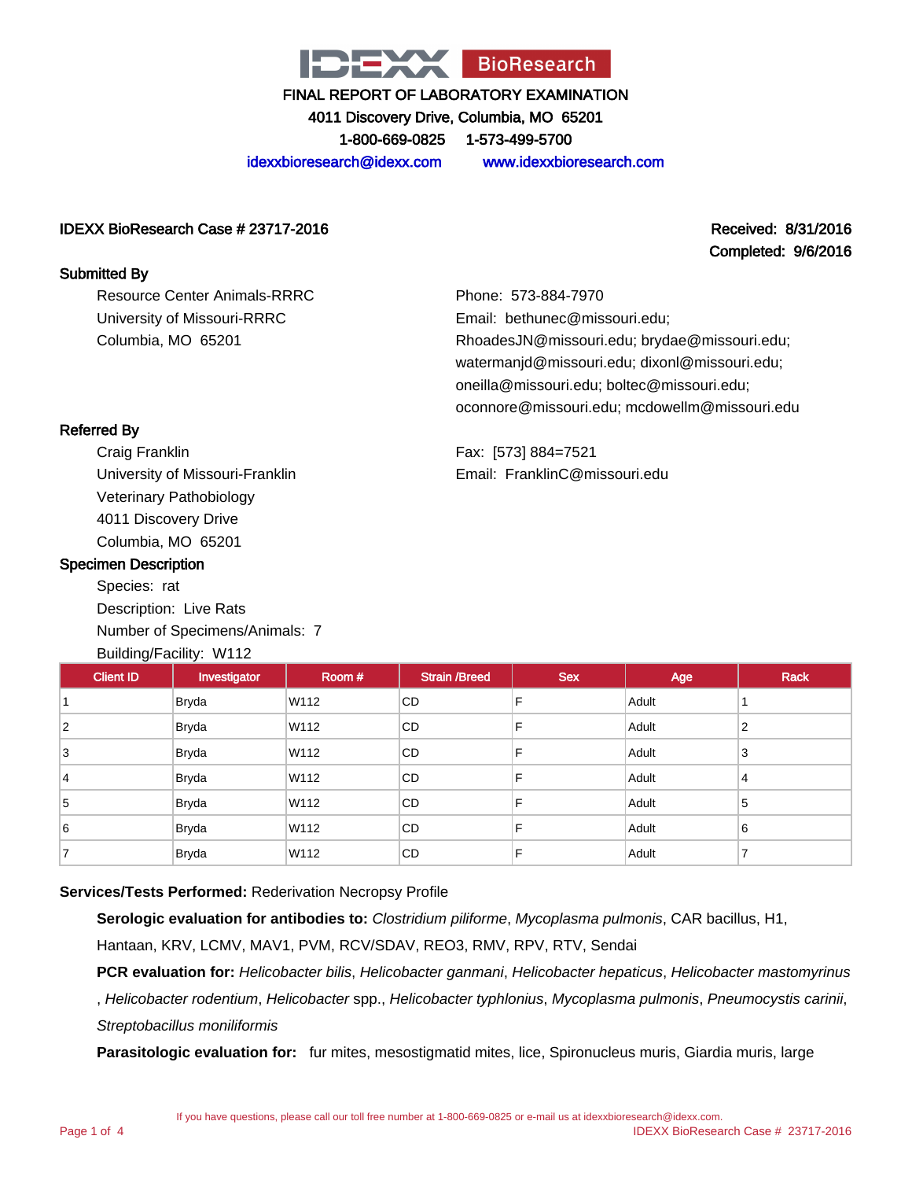IDEXX BioResearch

FINAL REPORT OF LABORATORY EXAMINATION

4011 Discovery Drive, Columbia, MO 65201

1-800-669-0825 1-573-499-5700

idexxbioresearch@idexx.com www.idexxbioresearch.com

**IDEXX BioResearch Case # 23717-2016**

**Received: 8/31/2016**
**Completed: 9/6/2016**

**Submitted By**

Resource Center Animals-RRRC
University of Missouri-RRRC
Columbia, MO 65201

Phone: 573-884-7970
Email: bethunec@missouri.edu; RhoadesJN@missouri.edu; brydae@missouri.edu; watermanjd@missouri.edu; dixonl@missouri.edu; oneilla@missouri.edu; boltec@missouri.edu; oconnore@missouri.edu; mcdowellm@missouri.edu

**Referred By**

Craig Franklin
University of Missouri-Franklin
Veterinary Pathobiology
4011 Discovery Drive
Columbia, MO 65201

Fax: [573] 884=7521
Email: FranklinC@missouri.edu

**Specimen Description**

Species: rat
Description: Live Rats
Number of Specimens/Animals: 7
Building/Facility: W112

| Client ID | Investigator | Room # | Strain /Breed | Sex | Age | Rack |
|---|---|---|---|---|---|---|
| 1 | Bryda | W112 | CD | F | Adult | 1 |
| 2 | Bryda | W112 | CD | F | Adult | 2 |
| 3 | Bryda | W112 | CD | F | Adult | 3 |
| 4 | Bryda | W112 | CD | F | Adult | 4 |
| 5 | Bryda | W112 | CD | F | Adult | 5 |
| 6 | Bryda | W112 | CD | F | Adult | 6 |
| 7 | Bryda | W112 | CD | F | Adult | 7 |

**Services/Tests Performed:** Rederivation Necropsy Profile

**Serologic evaluation for antibodies to:** *Clostridium piliforme*, *Mycoplasma pulmonis*, CAR bacillus, H1, Hantaan, KRV, LCMV, MAV1, PVM, RCV/SDAV, REO3, RMV, RPV, RTV, Sendai

**PCR evaluation for:** *Helicobacter bilis*, *Helicobacter ganmani*, *Helicobacter hepaticus*, *Helicobacter mastomyrinus* , *Helicobacter rodentium*, *Helicobacter* spp., *Helicobacter typhlonius*, *Mycoplasma pulmonis*, *Pneumocystis carinii*, *Streptobacillus moniliformis*

**Parasitologic evaluation for:** fur mites, mesostigmatid mites, lice, Spironucleus muris, Giardia muris, large

If you have questions, please call our toll free number at 1-800-669-0825 or e-mail us at idexxbioresearch@idexx.com.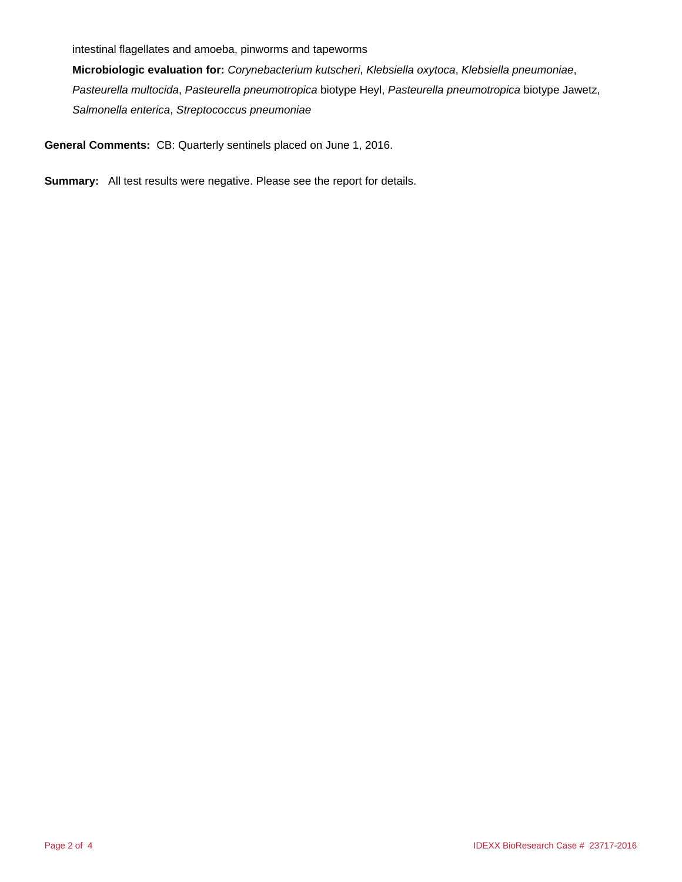intestinal flagellates and amoeba, pinworms and tapeworms

**Microbiologic evaluation for:** *Corynebacterium kutscheri*, *Klebsiella oxytoca*, *Klebsiella pneumoniae*, *Pasteurella multocida*, *Pasteurella pneumotropica* biotype Heyl, *Pasteurella pneumotropica* biotype Jawetz, *Salmonella enterica*, *Streptococcus pneumoniae*

**General Comments:** CB: Quarterly sentinels placed on June 1, 2016.

**Summary:** All test results were negative. Please see the report for details.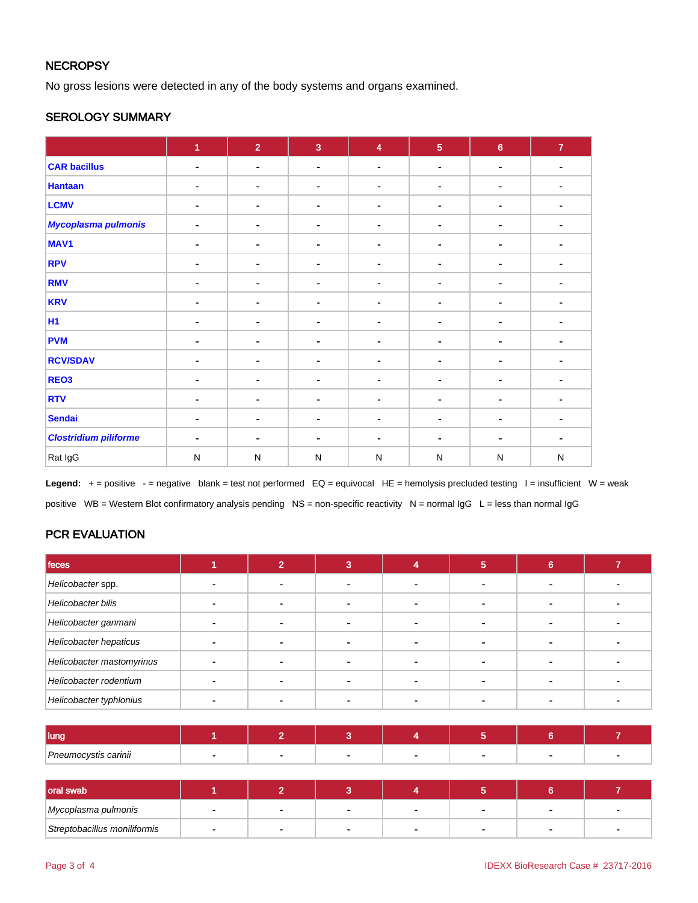## NECROPSY

No gross lesions were detected in any of the body systems and organs examined.

## SEROLOGY SUMMARY

| | 1 | 2 | 3 | 4 | 5 | 6 | 7 |
|---|---|---|---|---|---|---|---|
| CAR bacillus | - | - | - | - | - | - | - |
| Hantaan | - | - | - | - | - | - | - |
| LCMV | - | - | - | - | - | - | - |
| *Mycoplasma pulmonis* | - | - | - | - | - | - | - |
| MAV1 | - | - | - | - | - | - | - |
| RPV | - | - | - | - | - | - | - |
| RMV | - | - | - | - | - | - | - |
| KRV | - | - | - | - | - | - | - |
| H1 | - | - | - | - | - | - | - |
| PVM | - | - | - | - | - | - | - |
| RCV/SDAV | - | - | - | - | - | - | - |
| REO3 | - | - | - | - | - | - | - |
| RTV | - | - | - | - | - | - | - |
| Sendai | - | - | - | - | - | - | - |
| *Clostridium piliforme* | - | - | - | - | - | - | - |
| Rat IgG | N | N | N | N | N | N | N |

**Legend:** + = positive - = negative blank = test not performed EQ = equivocal HE = hemolysis precluded testing I = insufficient W = weak positive WB = Western Blot confirmatory analysis pending NS = non-specific reactivity N = normal IgG L = less than normal IgG

## PCR EVALUATION

| feces | 1 | 2 | 3 | 4 | 5 | 6 | 7 |
|---|---|---|---|---|---|---|---|
| *Helicobacter* spp. | - | - | - | - | - | - | - |
| *Helicobacter bilis* | - | - | - | - | - | - | - |
| *Helicobacter ganmani* | - | - | - | - | - | - | - |
| *Helicobacter hepaticus* | - | - | - | - | - | - | - |
| *Helicobacter mastomyrinus* | - | - | - | - | - | - | - |
| *Helicobacter rodentium* | - | - | - | - | - | - | - |
| *Helicobacter typhlonius* | - | - | - | - | - | - | - |

| lung | 1 | 2 | 3 | 4 | 5 | 6 | 7 |
|---|---|---|---|---|---|---|---|
| *Pneumocystis carinii* | - | - | - | - | - | - | - |

| oral swab | 1 | 2 | 3 | 4 | 5 | 6 | 7 |
|---|---|---|---|---|---|---|---|
| *Mycoplasma pulmonis* | - | - | - | - | - | - | - |
| *Streptobacillus moniliformis* | - | - | - | - | - | - | - |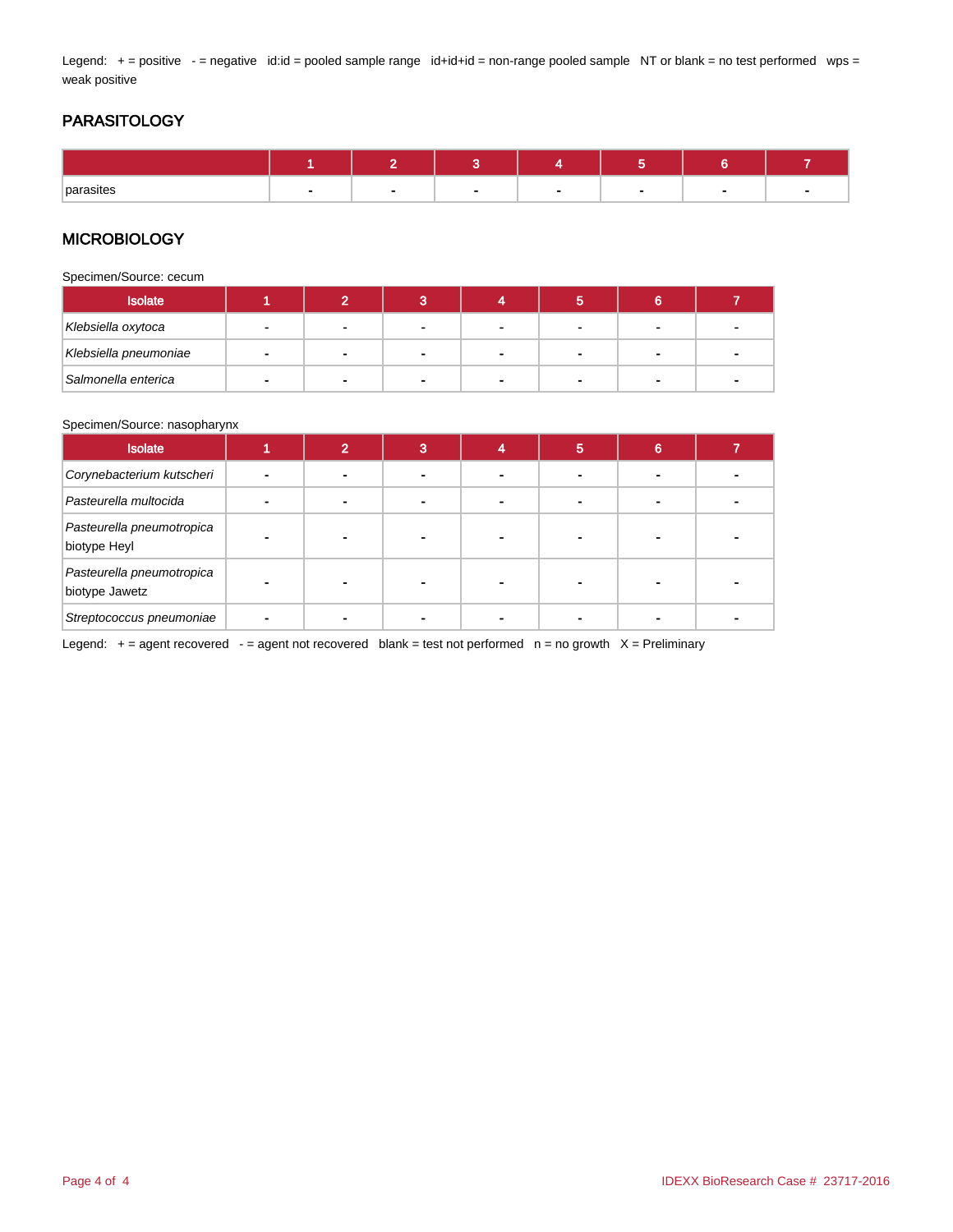Legend: + = positive - = negative id:id = pooled sample range id+id+id = non-range pooled sample NT or blank = no test performed wps = weak positive

## PARASITOLOGY

| | 1 | 2 | 3 | 4 | 5 | 6 | 7 |
|---|---|---|---|---|---|---|---|
| parasites | - | - | - | - | - | - | - |

## MICROBIOLOGY

Specimen/Source: cecum

| Isolate | 1 | 2 | 3 | 4 | 5 | 6 | 7 |
|---|---|---|---|---|---|---|---|
| *Klebsiella oxytoca* | - | - | - | - | - | - | - |
| *Klebsiella pneumoniae* | - | - | - | - | - | - | - |
| *Salmonella enterica* | - | - | - | - | - | - | - |

Specimen/Source: nasopharynx

| Isolate | 1 | 2 | 3 | 4 | 5 | 6 | 7 |
|---|---|---|---|---|---|---|---|
| *Corynebacterium kutscheri* | - | - | - | - | - | - | - |
| *Pasteurella multocida* | - | - | - | - | - | - | - |
| *Pasteurella pneumotropica* biotype Heyl | - | - | - | - | - | - | - |
| *Pasteurella pneumotropica* biotype Jawetz | - | - | - | - | - | - | - |
| *Streptococcus pneumoniae* | - | - | - | - | - | - | - |

Legend: + = agent recovered - = agent not recovered blank = test not performed n = no growth X = Preliminary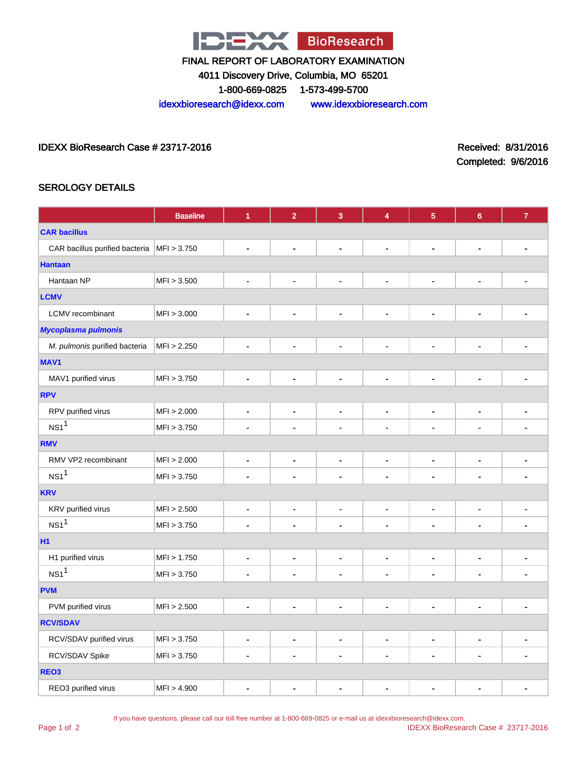# IDEXX BioResearch

FINAL REPORT OF LABORATORY EXAMINATION

4011 Discovery Drive, Columbia, MO 65201

1-800-669-0825 1-573-499-5700

idexxbioresearch@idexx.com www.idexxbioresearch.com

IDEXX BioResearch Case # 23717-2016

Received: 8/31/2016

Completed: 9/6/2016

## SEROLOGY DETAILS

| | Baseline | 1 | 2 | 3 | 4 | 5 | 6 | 7 |
|---|---|---|---|---|---|---|---|---|
| **CAR bacillus** | | | | | | | | |
| CAR bacillus purified bacteria | MFI > 3.750 | - | - | - | - | - | - | - |
| **Hantaan** | | | | | | | | |
| Hantaan NP | MFI > 3.500 | - | - | - | - | - | - | - |
| **LCMV** | | | | | | | | |
| LCMV recombinant | MFI > 3.000 | - | - | - | - | - | - | - |
| ***Mycoplasma pulmonis*** | | | | | | | | |
| *M. pulmonis* purified bacteria | MFI > 2.250 | - | - | - | - | - | - | - |
| **MAV1** | | | | | | | | |
| MAV1 purified virus | MFI > 3.750 | - | - | - | - | - | - | - |
| **RPV** | | | | | | | | |
| RPV purified virus | MFI > 2.000 | - | - | - | - | - | - | - |
| NS1[1] | MFI > 3.750 | - | - | - | - | - | - | - |
| **RMV** | | | | | | | | |
| RMV VP2 recombinant | MFI > 2.000 | - | - | - | - | - | - | - |
| NS1[1] | MFI > 3.750 | - | - | - | - | - | - | - |
| **KRV** | | | | | | | | |
| KRV purified virus | MFI > 2.500 | - | - | - | - | - | - | - |
| NS1[1] | MFI > 3.750 | - | - | - | - | - | - | - |
| **H1** | | | | | | | | |
| H1 purified virus | MFI > 1.750 | - | - | - | - | - | - | - |
| NS1[1] | MFI > 3.750 | - | - | - | - | - | - | - |
| **PVM** | | | | | | | | |
| PVM purified virus | MFI > 2.500 | - | - | - | - | - | - | - |
| **RCV/SDAV** | | | | | | | | |
| RCV/SDAV purified virus | MFI > 3.750 | - | - | - | - | - | - | - |
| RCV/SDAV Spike | MFI > 3.750 | - | - | - | - | - | - | - |
| **REO3** | | | | | | | | |
| REO3 purified virus | MFI > 4.900 | - | - | - | - | - | - | - |

If you have questions, please call our toll free number at 1-800-669-0825 or e-mail us at idexxbioresearch@idexx.com.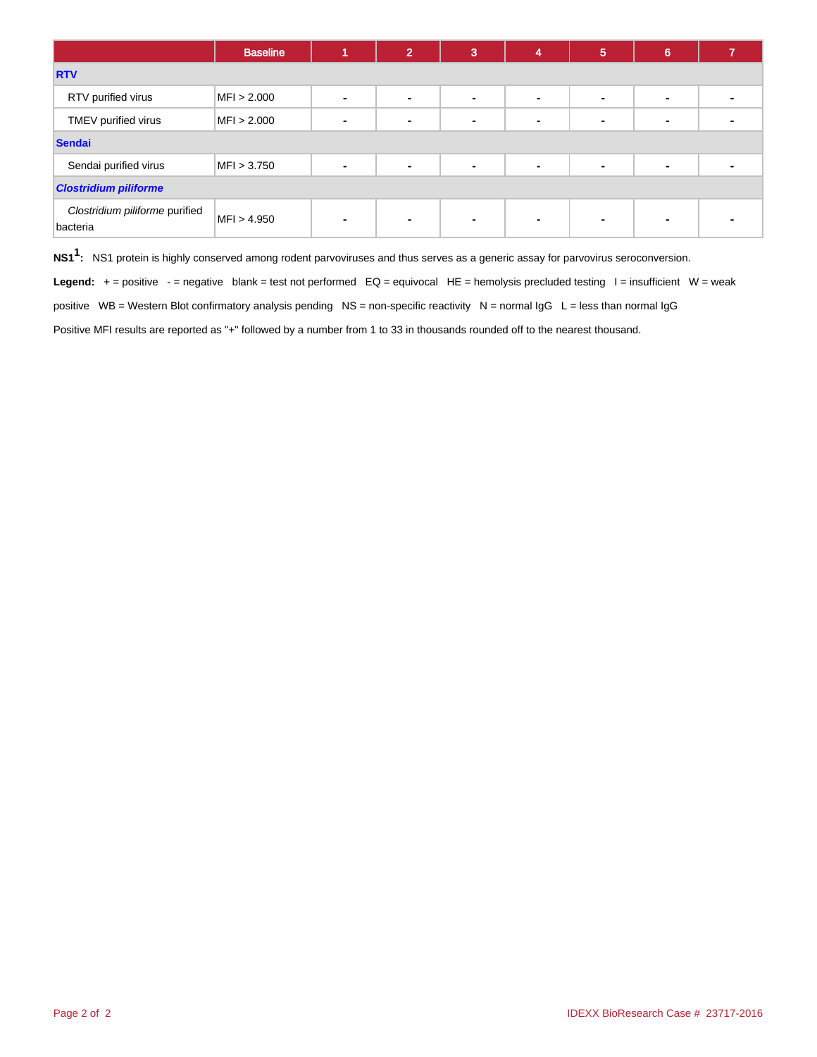| | Baseline | 1 | 2 | 3 | 4 | 5 | 6 | 7 |
|---|---|---|---|---|---|---|---|---|
| **RTV** | | | | | | | | |
| RTV purified virus | MFI > 2.000 | - | - | - | - | - | - | - |
| TMEV purified virus | MFI > 2.000 | - | - | - | - | - | - | - |
| **Sendai** | | | | | | | | |
| Sendai purified virus | MFI > 3.750 | - | - | - | - | - | - | - |
| ***Clostridium piliforme*** | | | | | | | | |
| *Clostridium piliforme* purified bacteria | MFI > 4.950 | - | - | - | - | - | - | - |

**NS1[1]:** NS1 protein is highly conserved among rodent parvoviruses and thus serves as a generic assay for parvovirus seroconversion.

**Legend:** + = positive - = negative blank = test not performed EQ = equivocal HE = hemolysis precluded testing I = insufficient W = weak positive WB = Western Blot confirmatory analysis pending NS = non-specific reactivity N = normal IgG L = less than normal IgG

Positive MFI results are reported as "+" followed by a number from 1 to 33 in thousands rounded off to the nearest thousand.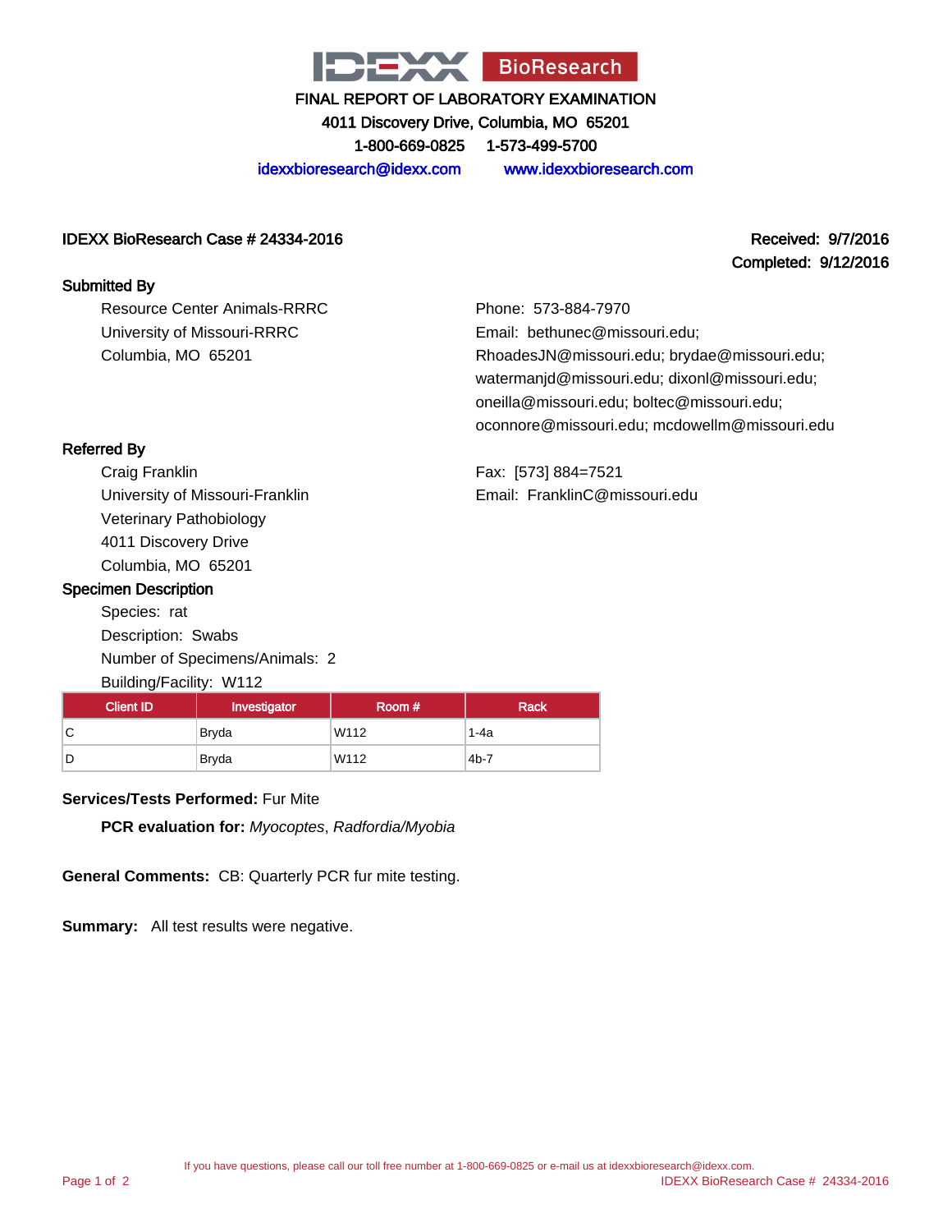IDEXX BioResearch

FINAL REPORT OF LABORATORY EXAMINATION

4011 Discovery Drive, Columbia, MO 65201

1-800-669-0825 1-573-499-5700

idexxbioresearch@idexx.com www.idexxbioresearch.com

**IDEXX BioResearch Case # 24334-2016**

**Received: 9/7/2016**

**Completed: 9/12/2016**

**Submitted By**

Resource Center Animals-RRRC
University of Missouri-RRRC
Columbia, MO 65201

Phone: 573-884-7970
Email: bethunec@missouri.edu; RhoadesJN@missouri.edu; brydae@missouri.edu; watermanjd@missouri.edu; dixonl@missouri.edu; oneilla@missouri.edu; boltec@missouri.edu; oconnore@missouri.edu; mcdowellm@missouri.edu

**Referred By**

Craig Franklin
University of Missouri-Franklin
Veterinary Pathobiology
4011 Discovery Drive
Columbia, MO 65201

Fax: [573] 884=7521
Email: FranklinC@missouri.edu

**Specimen Description**

Species: rat
Description: Swabs
Number of Specimens/Animals: 2
Building/Facility: W112

| Client ID | Investigator | Room # | Rack |
|---|---|---|---|
| C | Bryda | W112 | 1-4a |
| D | Bryda | W112 | 4b-7 |

**Services/Tests Performed:** Fur Mite

**PCR evaluation for:** *Myocoptes*, *Radfordia/Myobia*

**General Comments:** CB: Quarterly PCR fur mite testing.

**Summary:** All test results were negative.

If you have questions, please call our toll free number at 1-800-669-0825 or e-mail us at idexxbioresearch@idexx.com.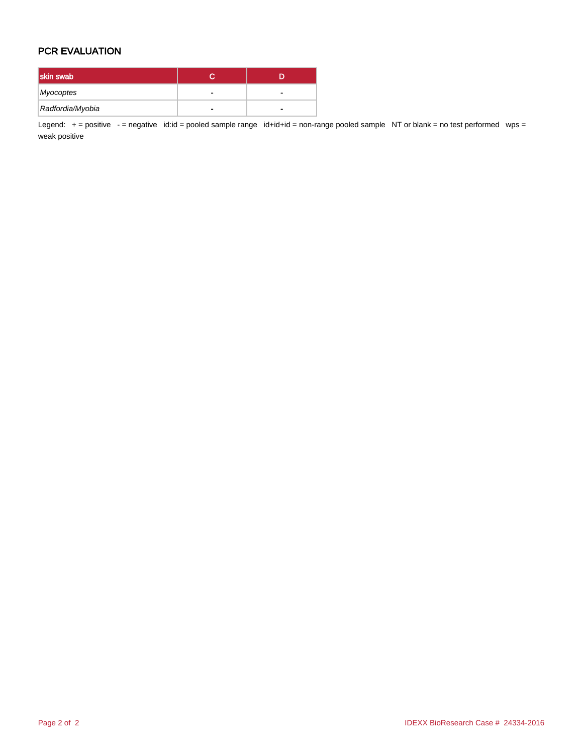## PCR EVALUATION

| skin swab | C | D |
|---|---|---|
| *Myocoptes* | - | - |
| *Radfordia/Myobia* | - | - |

Legend: + = positive - = negative id:id = pooled sample range id+id+id = non-range pooled sample NT or blank = no test performed wps = weak positive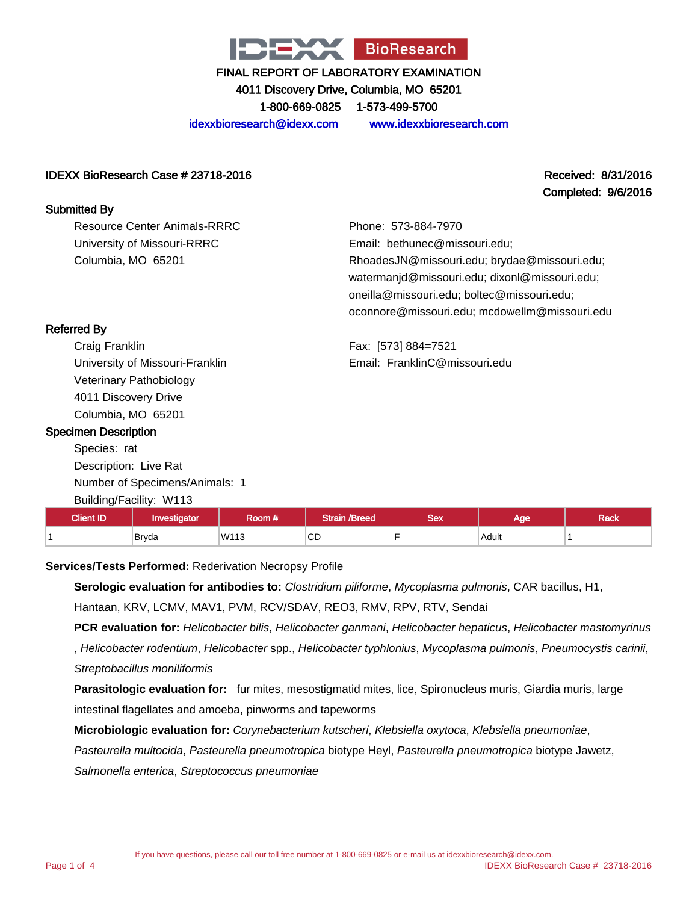IDEXX BioResearch

FINAL REPORT OF LABORATORY EXAMINATION

4011 Discovery Drive, Columbia, MO 65201

1-800-669-0825 1-573-499-5700

idexxbioresearch@idexx.com www.idexxbioresearch.com

**IDEXX BioResearch Case # 23718-2016**

**Received: 8/31/2016**
**Completed: 9/6/2016**

**Submitted By**

Resource Center Animals-RRRC
University of Missouri-RRRC
Columbia, MO 65201

Phone: 573-884-7970
Email: bethunec@missouri.edu; RhoadesJN@missouri.edu; brydae@missouri.edu; watermanjd@missouri.edu; dixonl@missouri.edu; oneilla@missouri.edu; boltec@missouri.edu; oconnore@missouri.edu; mcdowellm@missouri.edu

**Referred By**

Craig Franklin
University of Missouri-Franklin
Veterinary Pathobiology
4011 Discovery Drive
Columbia, MO 65201

Fax: [573] 884=7521
Email: FranklinC@missouri.edu

**Specimen Description**

Species: rat
Description: Live Rat
Number of Specimens/Animals: 1
Building/Facility: W113

| Client ID | Investigator | Room # | Strain /Breed | Sex | Age | Rack |
|---|---|---|---|---|---|---|
| 1 | Bryda | W113 | CD | F | Adult | 1 |

**Services/Tests Performed:** Rederivation Necropsy Profile

**Serologic evaluation for antibodies to:** *Clostridium piliforme*, *Mycoplasma pulmonis*, CAR bacillus, H1, Hantaan, KRV, LCMV, MAV1, PVM, RCV/SDAV, REO3, RMV, RPV, RTV, Sendai

**PCR evaluation for:** *Helicobacter bilis*, *Helicobacter ganmani*, *Helicobacter hepaticus*, *Helicobacter mastomyrinus* , *Helicobacter rodentium*, *Helicobacter* spp., *Helicobacter typhlonius*, *Mycoplasma pulmonis*, *Pneumocystis carinii*, *Streptobacillus moniliformis*

**Parasitologic evaluation for:** fur mites, mesostigmatid mites, lice, Spironucleus muris, Giardia muris, large intestinal flagellates and amoeba, pinworms and tapeworms

**Microbiologic evaluation for:** *Corynebacterium kutscheri*, *Klebsiella oxytoca*, *Klebsiella pneumoniae*, *Pasteurella multocida*, *Pasteurella pneumotropica* biotype Heyl, *Pasteurella pneumotropica* biotype Jawetz, *Salmonella enterica*, *Streptococcus pneumoniae*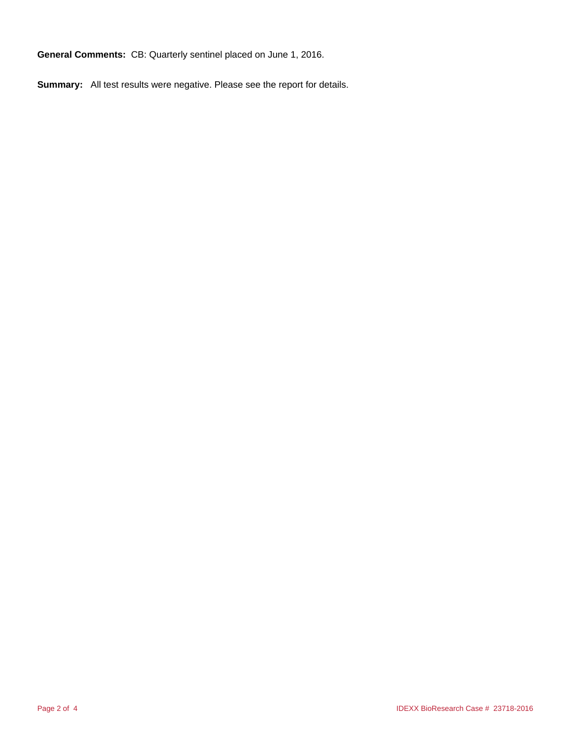**General Comments:** CB: Quarterly sentinel placed on June 1, 2016.

**Summary:** All test results were negative. Please see the report for details.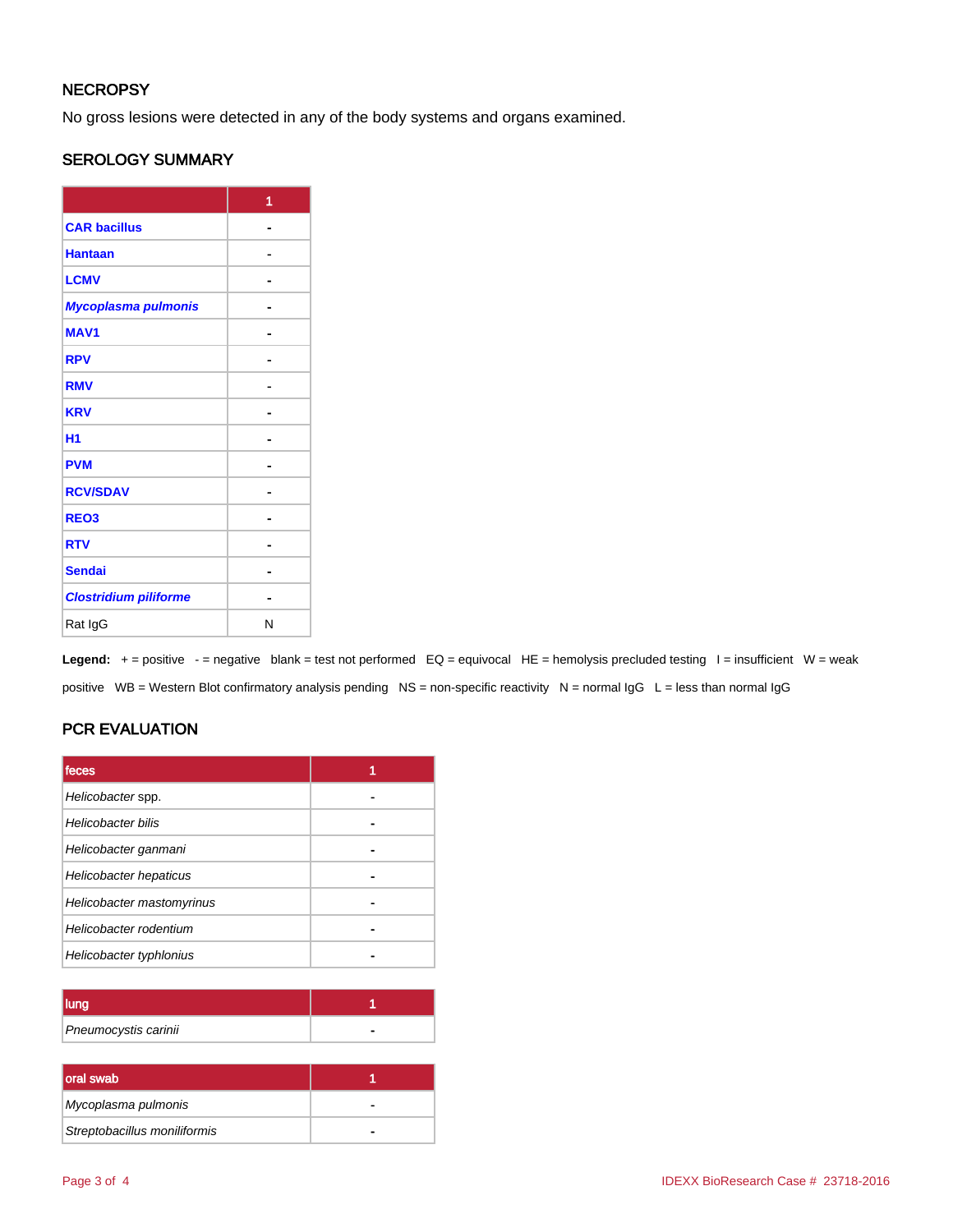## NECROPSY

No gross lesions were detected in any of the body systems and organs examined.

## SEROLOGY SUMMARY

| | 1 |
|---|---|
| CAR bacillus | - |
| Hantaan | - |
| LCMV | - |
| *Mycoplasma pulmonis* | - |
| MAV1 | - |
| RPV | - |
| RMV | - |
| KRV | - |
| H1 | - |
| PVM | - |
| RCV/SDAV | - |
| REO3 | - |
| RTV | - |
| Sendai | - |
| *Clostridium piliforme* | - |
| Rat IgG | N |

**Legend:** + = positive - = negative blank = test not performed EQ = equivocal HE = hemolysis precluded testing I = insufficient W = weak positive WB = Western Blot confirmatory analysis pending NS = non-specific reactivity N = normal IgG L = less than normal IgG

## PCR EVALUATION

| feces | 1 |
|---|---|
| *Helicobacter* spp. | - |
| *Helicobacter bilis* | - |
| *Helicobacter ganmani* | - |
| *Helicobacter hepaticus* | - |
| *Helicobacter mastomyrinus* | - |
| *Helicobacter rodentium* | - |
| *Helicobacter typhlonius* | - |

| lung | 1 |
|---|---|
| *Pneumocystis carinii* | - |

| oral swab | 1 |
|---|---|
| *Mycoplasma pulmonis* | - |
| *Streptobacillus moniliformis* | - |

IDEXX BioResearch Case # 23718-2016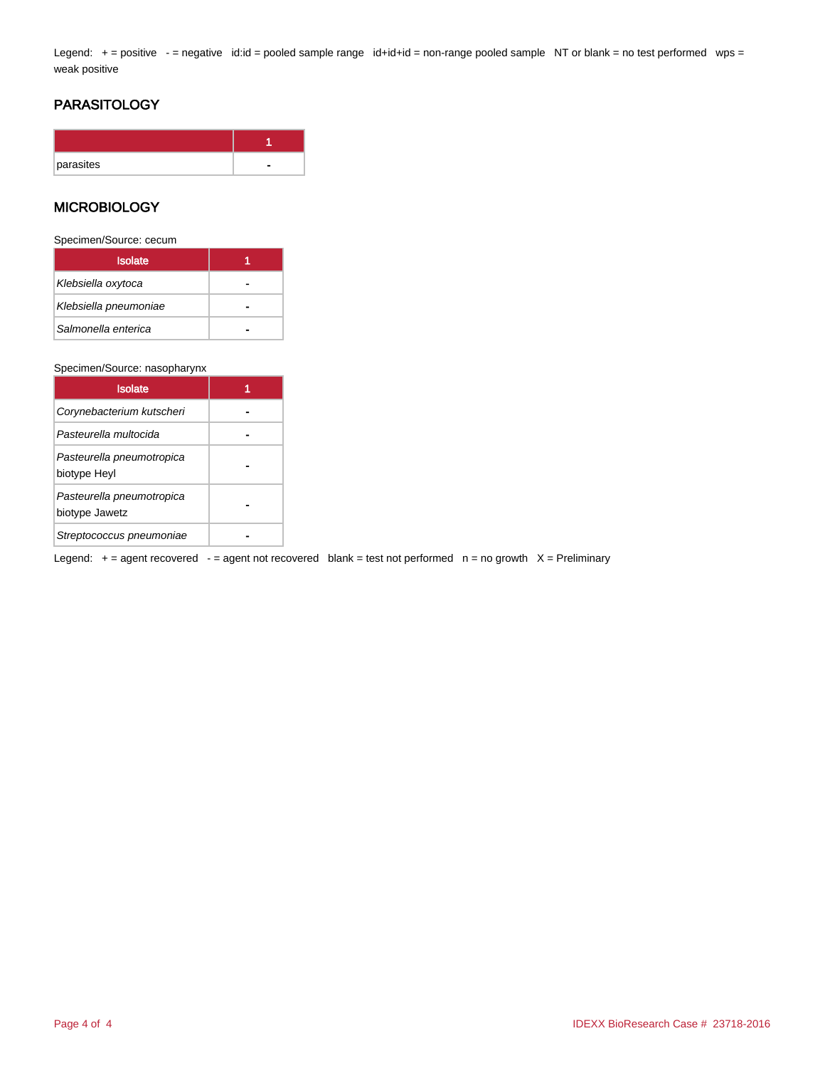Legend: + = positive - = negative id:id = pooled sample range id+id+id = non-range pooled sample NT or blank = no test performed wps = weak positive

## PARASITOLOGY

| | 1 |
|---|---|
| parasites | - |

## MICROBIOLOGY

Specimen/Source: cecum

| Isolate | 1 |
|---|---|
| *Klebsiella oxytoca* | - |
| *Klebsiella pneumoniae* | - |
| *Salmonella enterica* | - |

Specimen/Source: nasopharynx

| Isolate | 1 |
|---|---|
| *Corynebacterium kutscheri* | - |
| *Pasteurella multocida* | - |
| *Pasteurella pneumotropica* biotype Heyl | - |
| *Pasteurella pneumotropica* biotype Jawetz | - |
| *Streptococcus pneumoniae* | - |

Legend: + = agent recovered - = agent not recovered blank = test not performed n = no growth X = Preliminary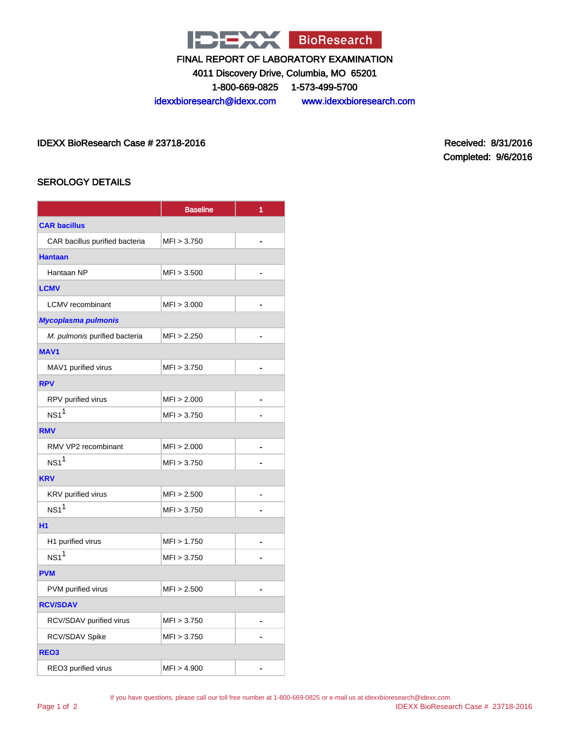# IDEXX BioResearch

FINAL REPORT OF LABORATORY EXAMINATION

4011 Discovery Drive, Columbia, MO 65201

1-800-669-0825 1-573-499-5700

idexxbioresearch@idexx.com www.idexxbioresearch.com

IDEXX BioResearch Case # 23718-2016

Received: 8/31/2016

Completed: 9/6/2016

## SEROLOGY DETAILS

| | Baseline | 1 |
|---|---|---|
| **CAR bacillus** | | |
| CAR bacillus purified bacteria | MFI > 3.750 | - |
| **Hantaan** | | |
| Hantaan NP | MFI > 3.500 | - |
| **LCMV** | | |
| LCMV recombinant | MFI > 3.000 | - |
| ***Mycoplasma pulmonis*** | | |
| *M. pulmonis* purified bacteria | MFI > 2.250 | - |
| **MAV1** | | |
| MAV1 purified virus | MFI > 3.750 | - |
| **RPV** | | |
| RPV purified virus | MFI > 2.000 | - |
| NS1[1] | MFI > 3.750 | - |
| **RMV** | | |
| RMV VP2 recombinant | MFI > 2.000 | - |
| NS1[1] | MFI > 3.750 | - |
| **KRV** | | |
| KRV purified virus | MFI > 2.500 | - |
| NS1[1] | MFI > 3.750 | - |
| **H1** | | |
| H1 purified virus | MFI > 1.750 | - |
| NS1[1] | MFI > 3.750 | - |
| **PVM** | | |
| PVM purified virus | MFI > 2.500 | - |
| **RCV/SDAV** | | |
| RCV/SDAV purified virus | MFI > 3.750 | - |
| RCV/SDAV Spike | MFI > 3.750 | - |
| **REO3** | | |
| REO3 purified virus | MFI > 4.900 | - |

If you have questions, please call our toll free number at 1-800-669-0825 or e-mail us at idexxbioresearch@idexx.com.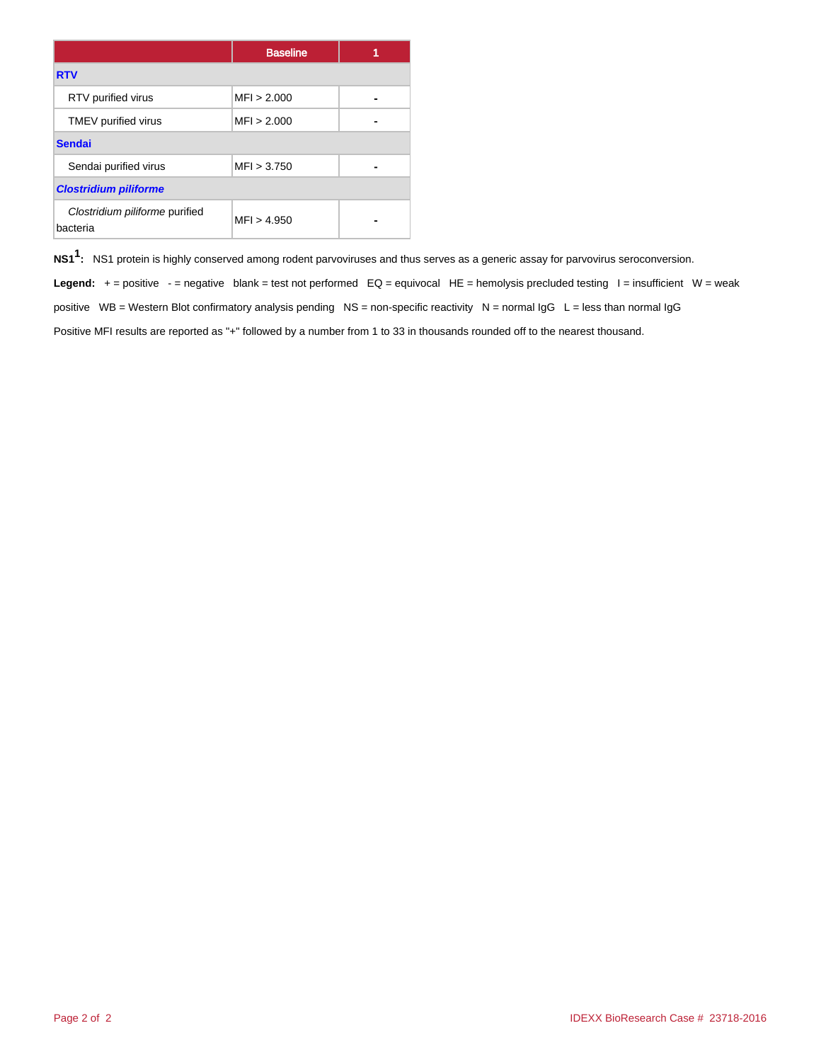| | Baseline | 1 |
|---|---|---|
| **RTV** | | |
| RTV purified virus | MFI > 2.000 | - |
| TMEV purified virus | MFI > 2.000 | - |
| **Sendai** | | |
| Sendai purified virus | MFI > 3.750 | - |
| ***Clostridium piliforme*** | | |
| *Clostridium piliforme* purified bacteria | MFI > 4.950 | - |

**NS1[1]:** NS1 protein is highly conserved among rodent parvoviruses and thus serves as a generic assay for parvovirus seroconversion.

**Legend:** + = positive - = negative blank = test not performed EQ = equivocal HE = hemolysis precluded testing I = insufficient W = weak positive WB = Western Blot confirmatory analysis pending NS = non-specific reactivity N = normal IgG L = less than normal IgG

Positive MFI results are reported as "+" followed by a number from 1 to 33 in thousands rounded off to the nearest thousand.

IDEXX BioResearch Case # 23718-2016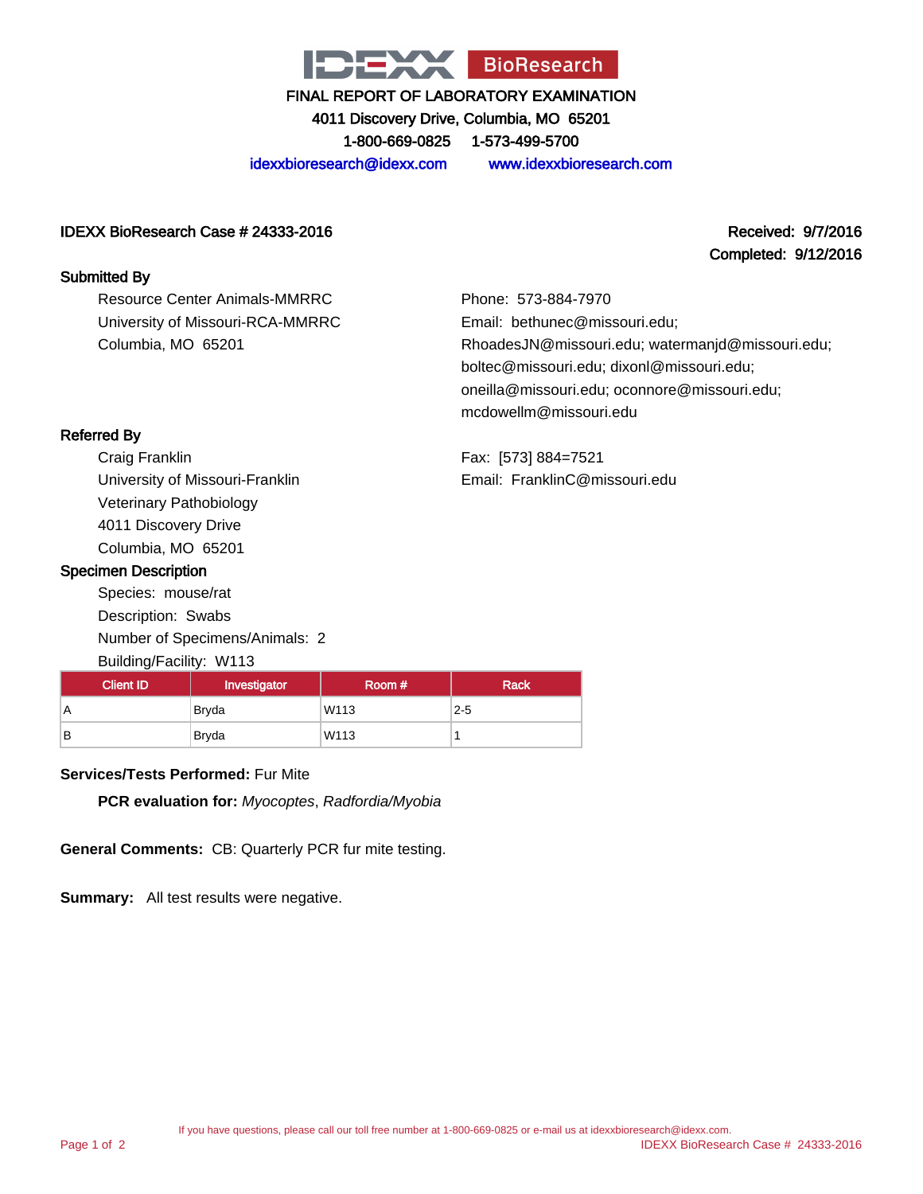IDEXX BioResearch

FINAL REPORT OF LABORATORY EXAMINATION

4011 Discovery Drive, Columbia, MO 65201

1-800-669-0825 1-573-499-5700

idexxbioresearch@idexx.com www.idexxbioresearch.com

**IDEXX BioResearch Case # 24333-2016**

**Received: 9/7/2016**

**Completed: 9/12/2016**

**Submitted By**

Resource Center Animals-MMRRC
University of Missouri-RCA-MMRRC
Columbia, MO 65201

Phone: 573-884-7970
Email: bethunec@missouri.edu; RhoadesJN@missouri.edu; watermanjd@missouri.edu; boltec@missouri.edu; dixonl@missouri.edu; oneilla@missouri.edu; oconnore@missouri.edu; mcdowellm@missouri.edu

**Referred By**

Craig Franklin
University of Missouri-Franklin
Veterinary Pathobiology
4011 Discovery Drive
Columbia, MO 65201

Fax: [573] 884=7521
Email: FranklinC@missouri.edu

**Specimen Description**

Species: mouse/rat
Description: Swabs
Number of Specimens/Animals: 2
Building/Facility: W113

| Client ID | Investigator | Room # | Rack |
|---|---|---|---|
| A | Bryda | W113 | 2-5 |
| B | Bryda | W113 | 1 |

**Services/Tests Performed:** Fur Mite

**PCR evaluation for:** *Myocoptes*, *Radfordia/Myobia*

**General Comments:** CB: Quarterly PCR fur mite testing.

**Summary:** All test results were negative.

If you have questions, please call our toll free number at 1-800-669-0825 or e-mail us at idexxbioresearch@idexx.com.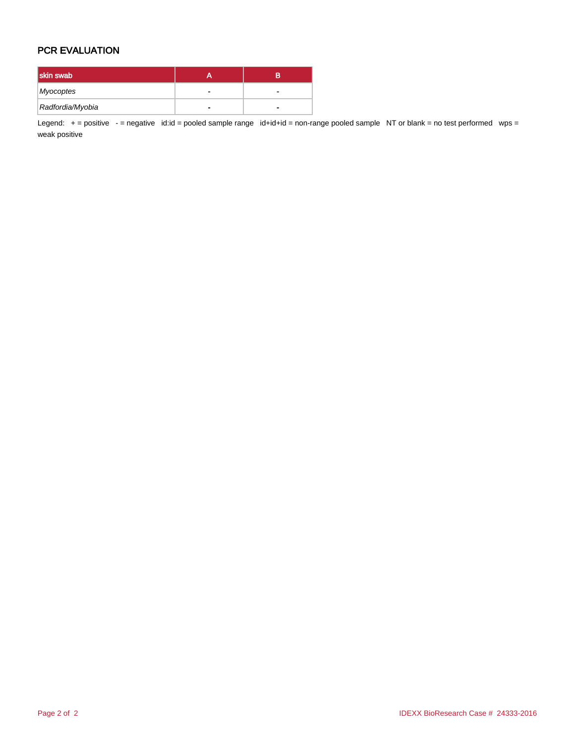## PCR EVALUATION

| skin swab | A | B |
|---|---|---|
| *Myocoptes* | - | - |
| *Radfordia/Myobia* | - | - |

Legend: + = positive - = negative id:id = pooled sample range id+id+id = non-range pooled sample NT or blank = no test performed wps = weak positive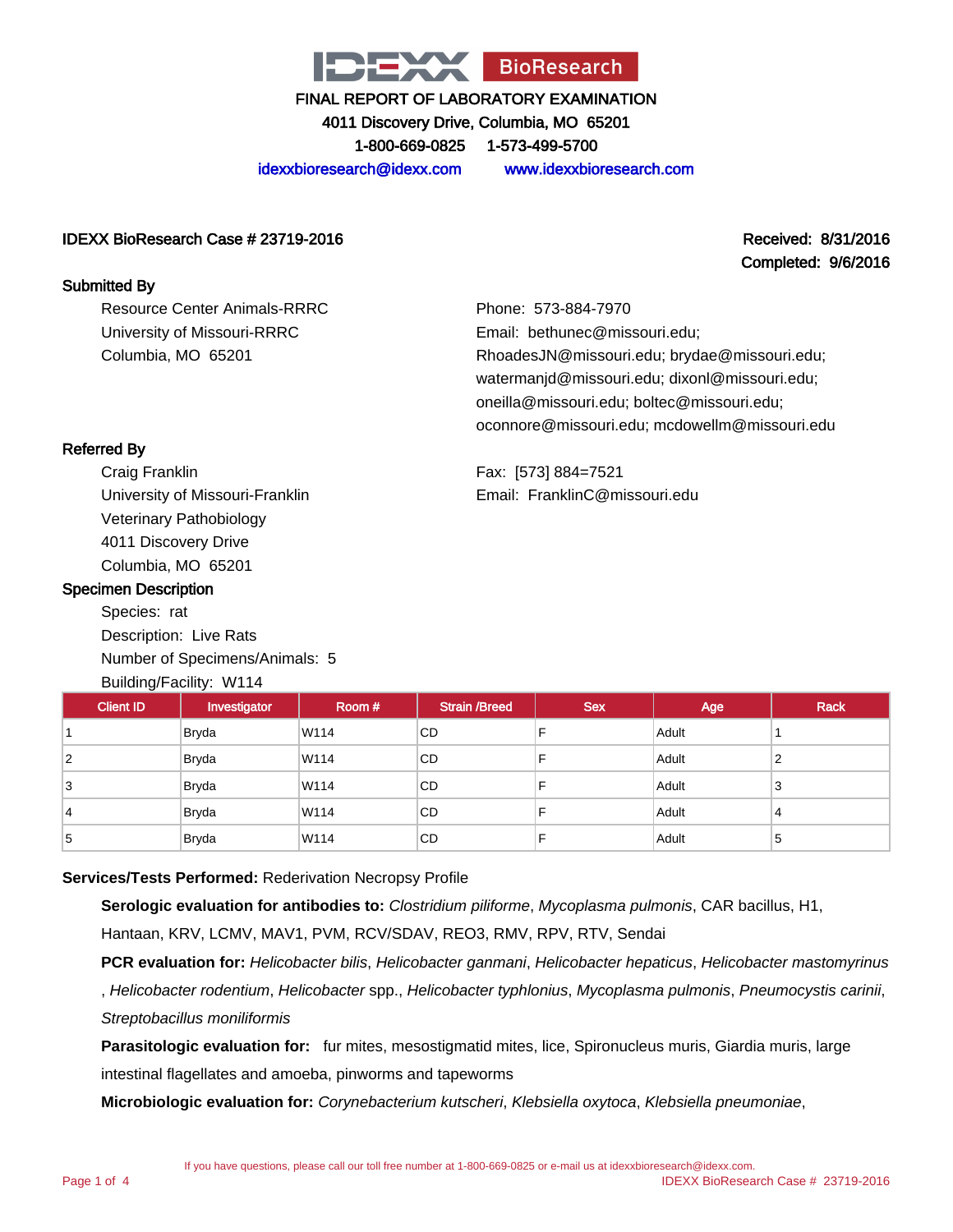**IDEXX BioResearch**

FINAL REPORT OF LABORATORY EXAMINATION

4011 Discovery Drive, Columbia, MO 65201

1-800-669-0825    1-573-499-5700

idexxbioresearch@idexx.com    www.idexxbioresearch.com

**IDEXX BioResearch Case # 23719-2016**

**Received: 8/31/2016**
**Completed: 9/6/2016**

## Submitted By

Resource Center Animals-RRRC
University of Missouri-RRRC
Columbia, MO 65201

Phone: 573-884-7970
Email: bethunec@missouri.edu; RhoadesJN@missouri.edu; brydae@missouri.edu; watermanjd@missouri.edu; dixonl@missouri.edu; oneilla@missouri.edu; boltec@missouri.edu; oconnore@missouri.edu; mcdowellm@missouri.edu

## Referred By

Craig Franklin
University of Missouri-Franklin
Veterinary Pathobiology
4011 Discovery Drive
Columbia, MO 65201

Fax: [573] 884=7521
Email: FranklinC@missouri.edu

## Specimen Description

Species: rat
Description: Live Rats
Number of Specimens/Animals: 5
Building/Facility: W114

| Client ID | Investigator | Room # | Strain /Breed | Sex | Age | Rack |
|---|---|---|---|---|---|---|
| 1 | Bryda | W114 | CD | F | Adult | 1 |
| 2 | Bryda | W114 | CD | F | Adult | 2 |
| 3 | Bryda | W114 | CD | F | Adult | 3 |
| 4 | Bryda | W114 | CD | F | Adult | 4 |
| 5 | Bryda | W114 | CD | F | Adult | 5 |

**Services/Tests Performed:** Rederivation Necropsy Profile

**Serologic evaluation for antibodies to:** *Clostridium piliforme*, *Mycoplasma pulmonis*, CAR bacillus, H1, Hantaan, KRV, LCMV, MAV1, PVM, RCV/SDAV, REO3, RMV, RPV, RTV, Sendai

**PCR evaluation for:** *Helicobacter bilis*, *Helicobacter ganmani*, *Helicobacter hepaticus*, *Helicobacter mastomyrinus*, *Helicobacter rodentium*, *Helicobacter* spp., *Helicobacter typhlonius*, *Mycoplasma pulmonis*, *Pneumocystis carinii*, *Streptobacillus moniliformis*

**Parasitologic evaluation for:** fur mites, mesostigmatid mites, lice, Spironucleus muris, Giardia muris, large intestinal flagellates and amoeba, pinworms and tapeworms

**Microbiologic evaluation for:** *Corynebacterium kutscheri*, *Klebsiella oxytoca*, *Klebsiella pneumoniae*,

If you have questions, please call our toll free number at 1-800-669-0825 or e-mail us at idexxbioresearch@idexx.com.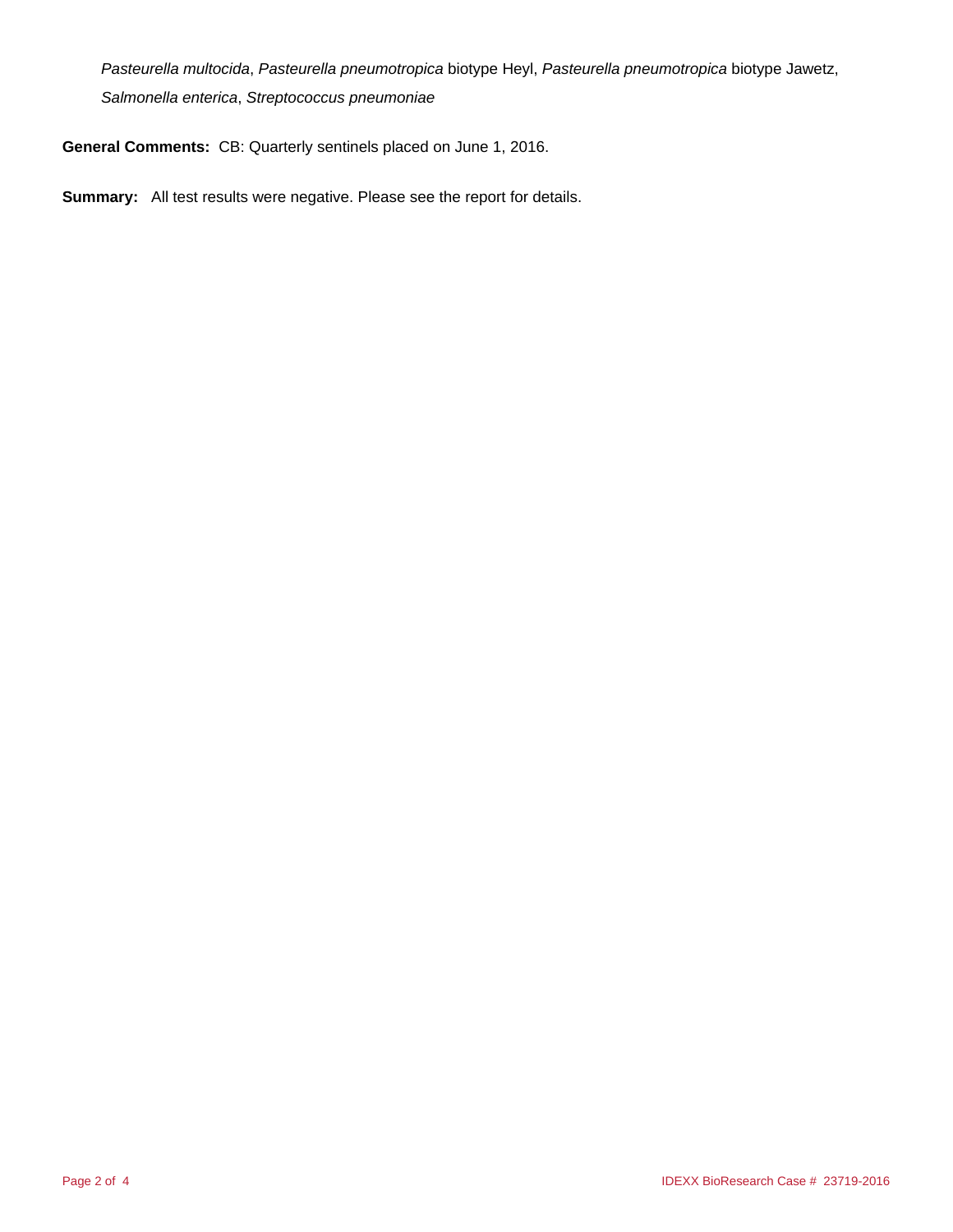*Pasteurella multocida*, *Pasteurella pneumotropica* biotype Heyl, *Pasteurella pneumotropica* biotype Jawetz, *Salmonella enterica*, *Streptococcus pneumoniae*

**General Comments:** CB: Quarterly sentinels placed on June 1, 2016.

**Summary:** All test results were negative. Please see the report for details.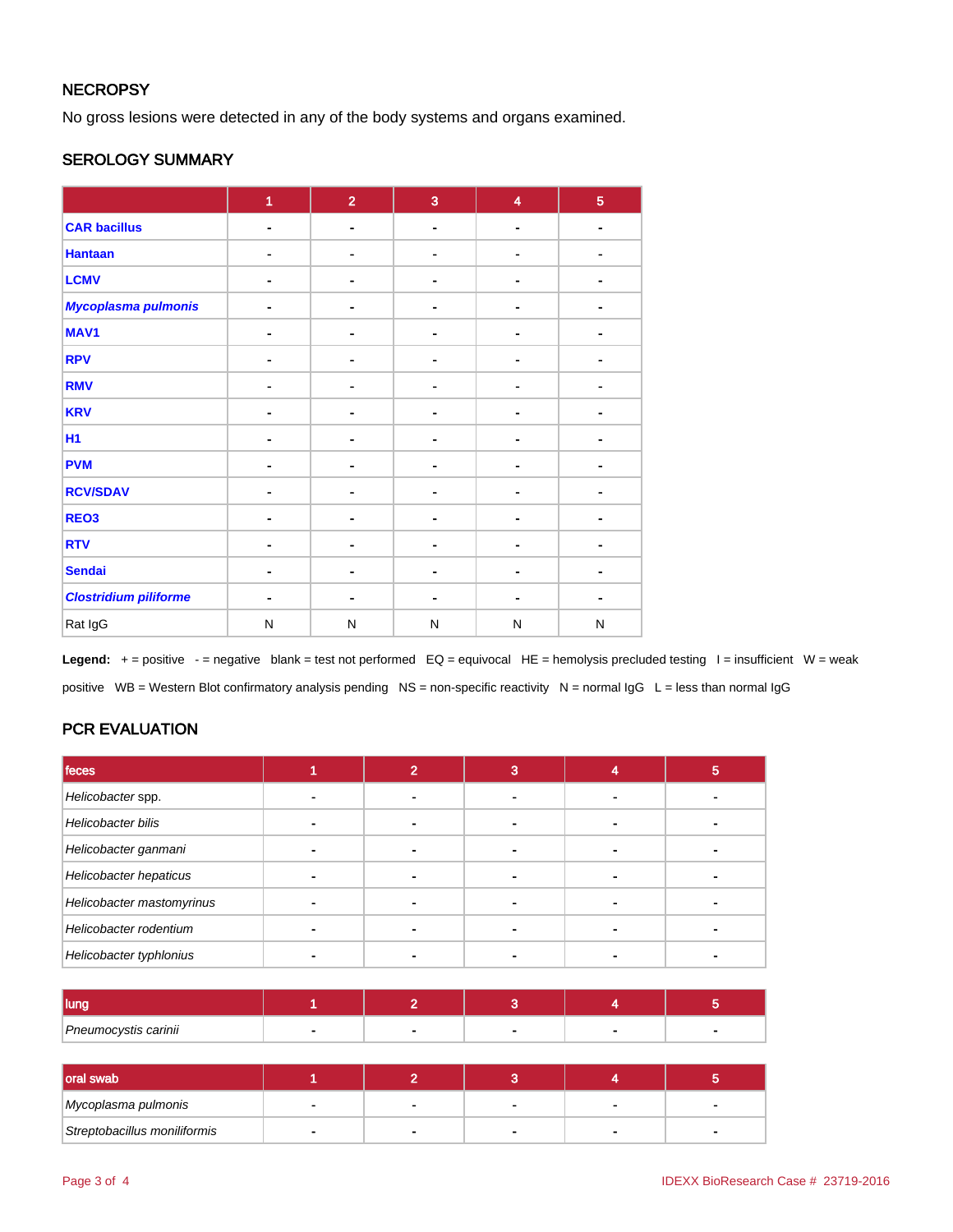## NECROPSY

No gross lesions were detected in any of the body systems and organs examined.

## SEROLOGY SUMMARY

| | 1 | 2 | 3 | 4 | 5 |
|---|---|---|---|---|---|
| **CAR bacillus** | - | - | - | - | - |
| **Hantaan** | - | - | - | - | - |
| **LCMV** | - | - | - | - | - |
| ***Mycoplasma pulmonis*** | - | - | - | - | - |
| **MAV1** | - | - | - | - | - |
| **RPV** | - | - | - | - | - |
| **RMV** | - | - | - | - | - |
| **KRV** | - | - | - | - | - |
| **H1** | - | - | - | - | - |
| **PVM** | - | - | - | - | - |
| **RCV/SDAV** | - | - | - | - | - |
| **REO3** | - | - | - | - | - |
| **RTV** | - | - | - | - | - |
| **Sendai** | - | - | - | - | - |
| ***Clostridium piliforme*** | - | - | - | - | - |
| Rat IgG | N | N | N | N | N |

**Legend:** + = positive - = negative blank = test not performed EQ = equivocal HE = hemolysis precluded testing I = insufficient W = weak positive WB = Western Blot confirmatory analysis pending NS = non-specific reactivity N = normal IgG L = less than normal IgG

## PCR EVALUATION

| feces | 1 | 2 | 3 | 4 | 5 |
|---|---|---|---|---|---|
| *Helicobacter* spp. | - | - | - | - | - |
| *Helicobacter bilis* | - | - | - | - | - |
| *Helicobacter ganmani* | - | - | - | - | - |
| *Helicobacter hepaticus* | - | - | - | - | - |
| *Helicobacter mastomyrinus* | - | - | - | - | - |
| *Helicobacter rodentium* | - | - | - | - | - |
| *Helicobacter typhlonius* | - | - | - | - | - |

| lung | 1 | 2 | 3 | 4 | 5 |
|---|---|---|---|---|---|
| *Pneumocystis carinii* | - | - | - | - | - |

| oral swab | 1 | 2 | 3 | 4 | 5 |
|---|---|---|---|---|---|
| *Mycoplasma pulmonis* | - | - | - | - | - |
| *Streptobacillus moniliformis* | - | - | - | - | - |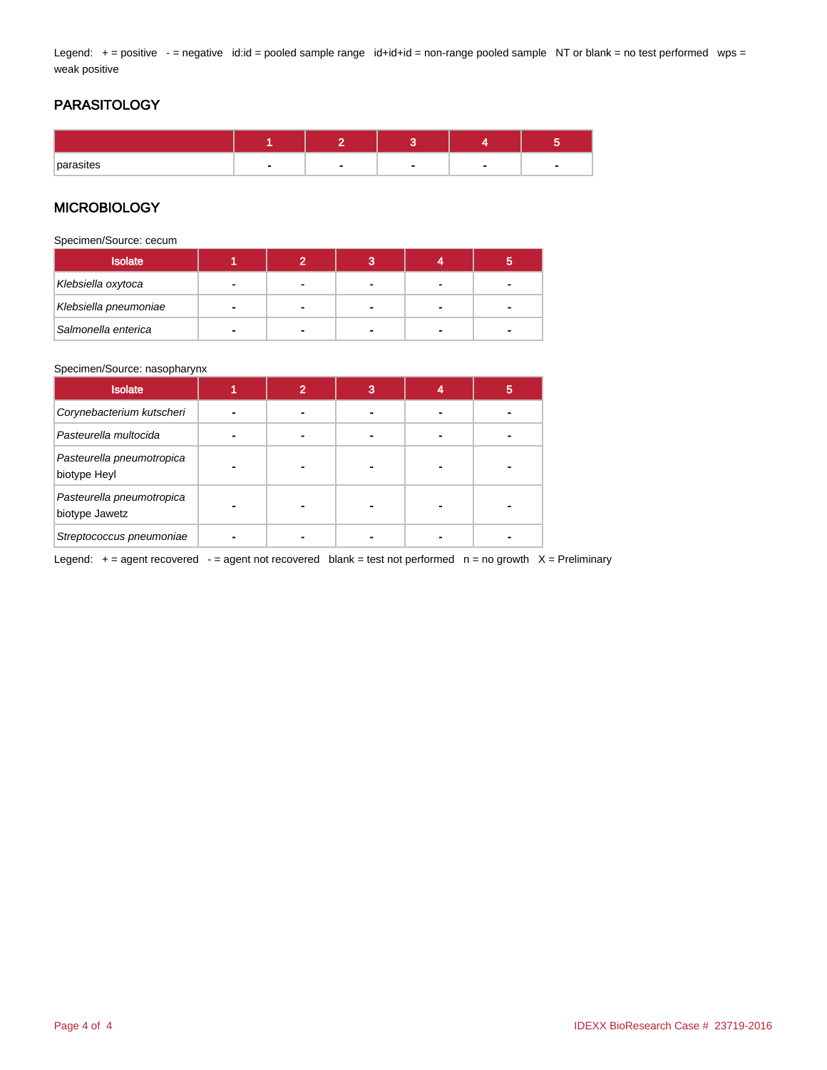Legend: + = positive - = negative id:id = pooled sample range id+id+id = non-range pooled sample NT or blank = no test performed wps = weak positive

## PARASITOLOGY

| | 1 | 2 | 3 | 4 | 5 |
|---|---|---|---|---|---|
| parasites | - | - | - | - | - |

## MICROBIOLOGY

Specimen/Source: cecum

| Isolate | 1 | 2 | 3 | 4 | 5 |
|---|---|---|---|---|---|
| *Klebsiella oxytoca* | - | - | - | - | - |
| *Klebsiella pneumoniae* | - | - | - | - | - |
| *Salmonella enterica* | - | - | - | - | - |

Specimen/Source: nasopharynx

| Isolate | 1 | 2 | 3 | 4 | 5 |
|---|---|---|---|---|---|
| *Corynebacterium kutscheri* | - | - | - | - | - |
| *Pasteurella multocida* | - | - | - | - | - |
| *Pasteurella pneumotropica* biotype Heyl | - | - | - | - | - |
| *Pasteurella pneumotropica* biotype Jawetz | - | - | - | - | - |
| *Streptococcus pneumoniae* | - | - | - | - | - |

Legend: + = agent recovered - = agent not recovered blank = test not performed n = no growth X = Preliminary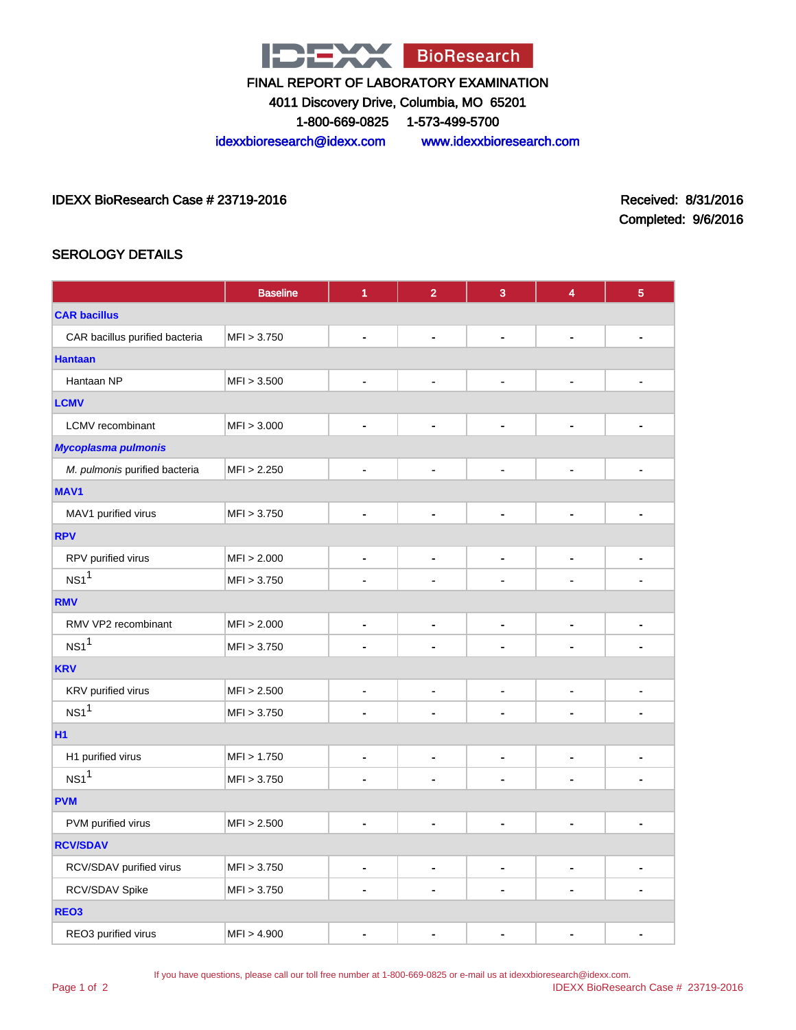IDEXX BioResearch

FINAL REPORT OF LABORATORY EXAMINATION

4011 Discovery Drive, Columbia, MO 65201

1-800-669-0825 1-573-499-5700

idexxbioresearch@idexx.com www.idexxbioresearch.com

IDEXX BioResearch Case # 23719-2016

Received: 8/31/2016

Completed: 9/6/2016

## SEROLOGY DETAILS

| | Baseline | 1 | 2 | 3 | 4 | 5 |
|---|---|---|---|---|---|---|
| **CAR bacillus** | | | | | | |
| CAR bacillus purified bacteria | MFI > 3.750 | - | - | - | - | - |
| **Hantaan** | | | | | | |
| Hantaan NP | MFI > 3.500 | - | - | - | - | - |
| **LCMV** | | | | | | |
| LCMV recombinant | MFI > 3.000 | - | - | - | - | - |
| ***Mycoplasma pulmonis*** | | | | | | |
| *M. pulmonis* purified bacteria | MFI > 2.250 | - | - | - | - | - |
| **MAV1** | | | | | | |
| MAV1 purified virus | MFI > 3.750 | - | - | - | - | - |
| **RPV** | | | | | | |
| RPV purified virus | MFI > 2.000 | - | - | - | - | - |
| NS1[1] | MFI > 3.750 | - | - | - | - | - |
| **RMV** | | | | | | |
| RMV VP2 recombinant | MFI > 2.000 | - | - | - | - | - |
| NS1[1] | MFI > 3.750 | - | - | - | - | - |
| **KRV** | | | | | | |
| KRV purified virus | MFI > 2.500 | - | - | - | - | - |
| NS1[1] | MFI > 3.750 | - | - | - | - | - |
| **H1** | | | | | | |
| H1 purified virus | MFI > 1.750 | - | - | - | - | - |
| NS1[1] | MFI > 3.750 | - | - | - | - | - |
| **PVM** | | | | | | |
| PVM purified virus | MFI > 2.500 | - | - | - | - | - |
| **RCV/SDAV** | | | | | | |
| RCV/SDAV purified virus | MFI > 3.750 | - | - | - | - | - |
| RCV/SDAV Spike | MFI > 3.750 | - | - | - | - | - |
| **REO3** | | | | | | |
| REO3 purified virus | MFI > 4.900 | - | - | - | - | - |

If you have questions, please call our toll free number at 1-800-669-0825 or e-mail us at idexxbioresearch@idexx.com.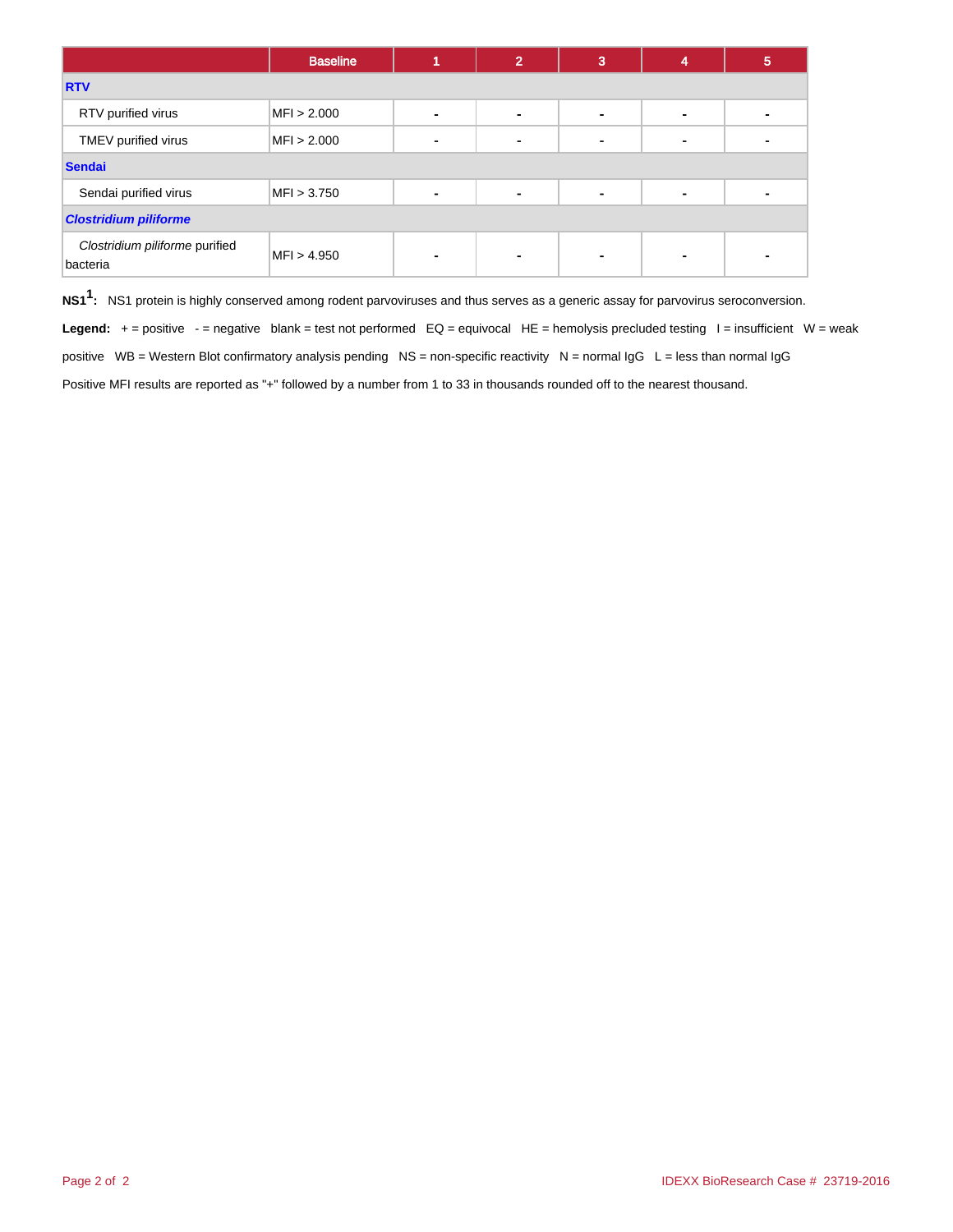| | Baseline | 1 | 2 | 3 | 4 | 5 |
|---|---|---|---|---|---|---|
| **RTV** | | | | | | |
| RTV purified virus | MFI > 2.000 | - | - | - | - | - |
| TMEV purified virus | MFI > 2.000 | - | - | - | - | - |
| **Sendai** | | | | | | |
| Sendai purified virus | MFI > 3.750 | - | - | - | - | - |
| ***Clostridium piliforme*** | | | | | | |
| *Clostridium piliforme* purified bacteria | MFI > 4.950 | - | - | - | - | - |

**NS1[1]:** NS1 protein is highly conserved among rodent parvoviruses and thus serves as a generic assay for parvovirus seroconversion.

**Legend:** + = positive - = negative blank = test not performed EQ = equivocal HE = hemolysis precluded testing I = insufficient W = weak positive WB = Western Blot confirmatory analysis pending NS = non-specific reactivity N = normal IgG L = less than normal IgG

Positive MFI results are reported as "+" followed by a number from 1 to 33 in thousands rounded off to the nearest thousand.

IDEXX BioResearch Case # 23719-2016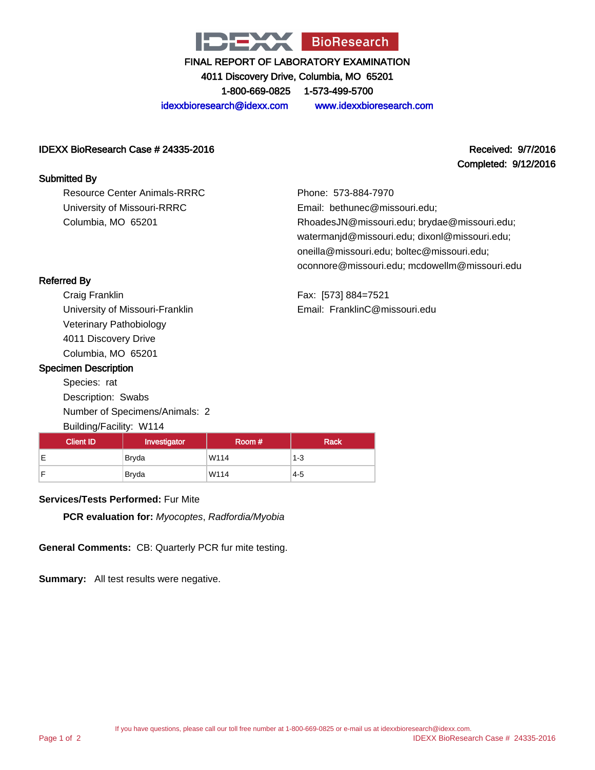# IDEXX BioResearch

**FINAL REPORT OF LABORATORY EXAMINATION**

4011 Discovery Drive, Columbia, MO 65201

1-800-669-0825 1-573-499-5700

idexxbioresearch@idexx.com www.idexxbioresearch.com

**IDEXX BioResearch Case # 24335-2016**

**Received: 9/7/2016**

**Completed: 9/12/2016**

## Submitted By

Resource Center Animals-RRRC
University of Missouri-RRRC
Columbia, MO 65201

Phone: 573-884-7970
Email: bethunec@missouri.edu; RhoadesJN@missouri.edu; brydae@missouri.edu; watermanjd@missouri.edu; dixonl@missouri.edu; oneilla@missouri.edu; boltec@missouri.edu; oconnore@missouri.edu; mcdowellm@missouri.edu

## Referred By

Craig Franklin
University of Missouri-Franklin
Veterinary Pathobiology
4011 Discovery Drive
Columbia, MO 65201

Fax: [573] 884=7521
Email: FranklinC@missouri.edu

## Specimen Description

Species: rat
Description: Swabs
Number of Specimens/Animals: 2
Building/Facility: W114

| Client ID | Investigator | Room # | Rack |
|---|---|---|---|
| E | Bryda | W114 | 1-3 |
| F | Bryda | W114 | 4-5 |

**Services/Tests Performed:** Fur Mite

**PCR evaluation for:** *Myocoptes*, *Radfordia/Myobia*

**General Comments:** CB: Quarterly PCR fur mite testing.

**Summary:** All test results were negative.

If you have questions, please call our toll free number at 1-800-669-0825 or e-mail us at idexxbioresearch@idexx.com.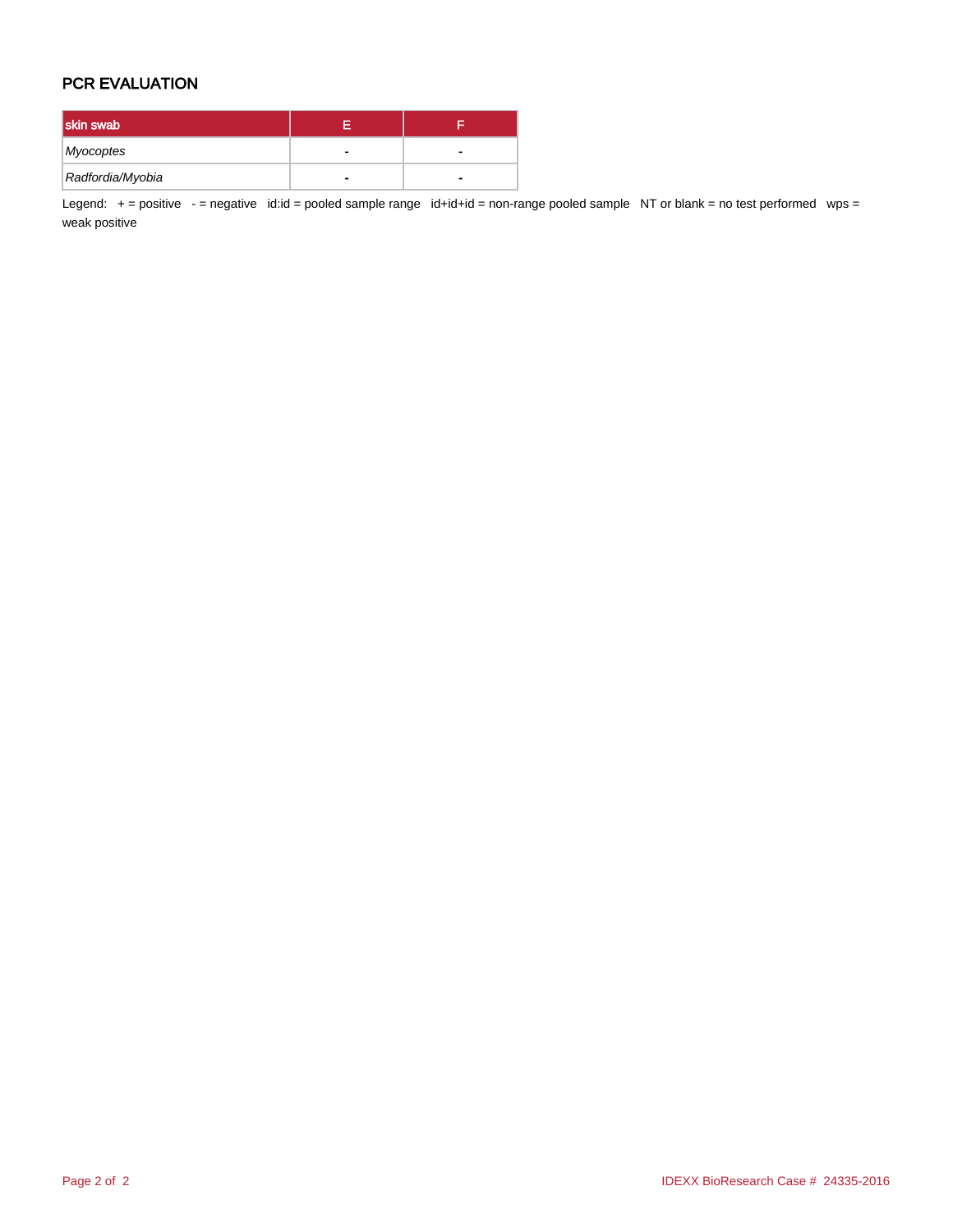## PCR EVALUATION

| skin swab | E | F |
|---|---|---|
| *Myocoptes* | - | - |
| *Radfordia/Myobia* | - | - |

Legend: + = positive - = negative id:id = pooled sample range id+id+id = non-range pooled sample NT or blank = no test performed wps = weak positive